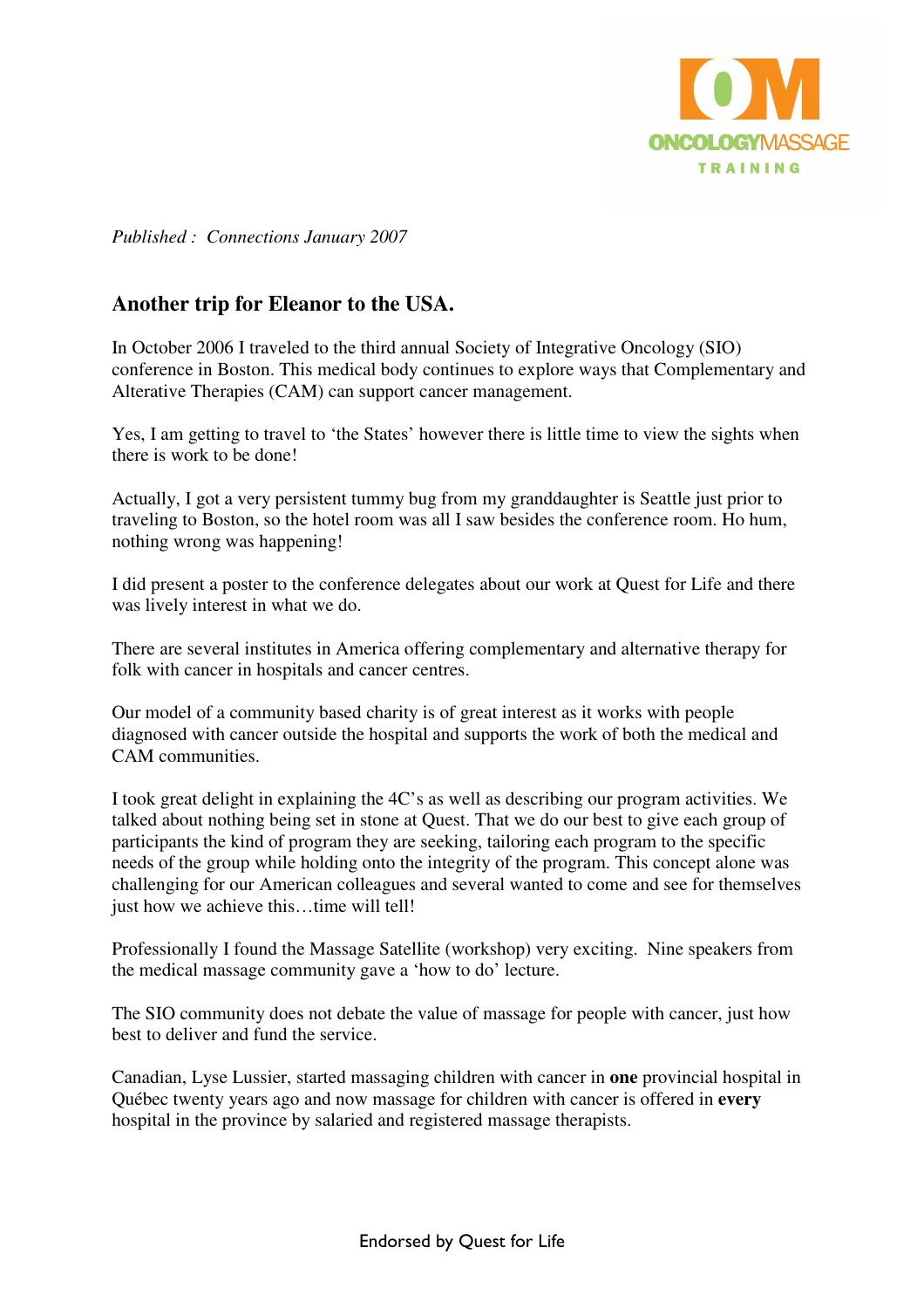*Published : Connections January 2007*

## Another trip for Eleanor to the USA.

In October 2006 I traveled to the third annual Society of Integrative Oncology (SIO) conference in Boston. This medical body continues to explore ways that Complementary and Alterative Therapies (CAM) can support cancer management.

Yes, I am getting to travel to 'the States' however there is little time to view the sights when there is work to be done!

Actually, I got a very persistent tummy bug from my granddaughter is Seattle just prior to traveling to Boston, so the hotel room was all I saw besides the conference room. Ho hum, nothing wrong was happening!

I did present a poster to the conference delegates about our work at Quest for Life and there was lively interest in what we do.

There are several institutes in America offering complementary and alternative therapy for folk with cancer in hospitals and cancer centres.

Our model of a community based charity is of great interest as it works with people diagnosed with cancer outside the hospital and supports the work of both the medical and CAM communities.

I took great delight in explaining the 4C's as well as describing our program activities. We talked about nothing being set in stone at Quest. That we do our best to give each group of participants the kind of program they are seeking, tailoring each program to the specific needs of the group while holding onto the integrity of the program. This concept alone was challenging for our American colleagues and several wanted to come and see for themselves just how we achieve this…time will tell!

Professionally I found the Massage Satellite (workshop) very exciting. Nine speakers from the medical massage community gave a 'how to do' lecture.

The SIO community does not debate the value of massage for people with cancer, just how best to deliver and fund the service.

Canadian, Lyse Lussier, started massaging children with cancer in **one** provincial hospital in Québec twenty years ago and now massage for children with cancer is offered in **every** hospital in the province by salaried and registered massage therapists.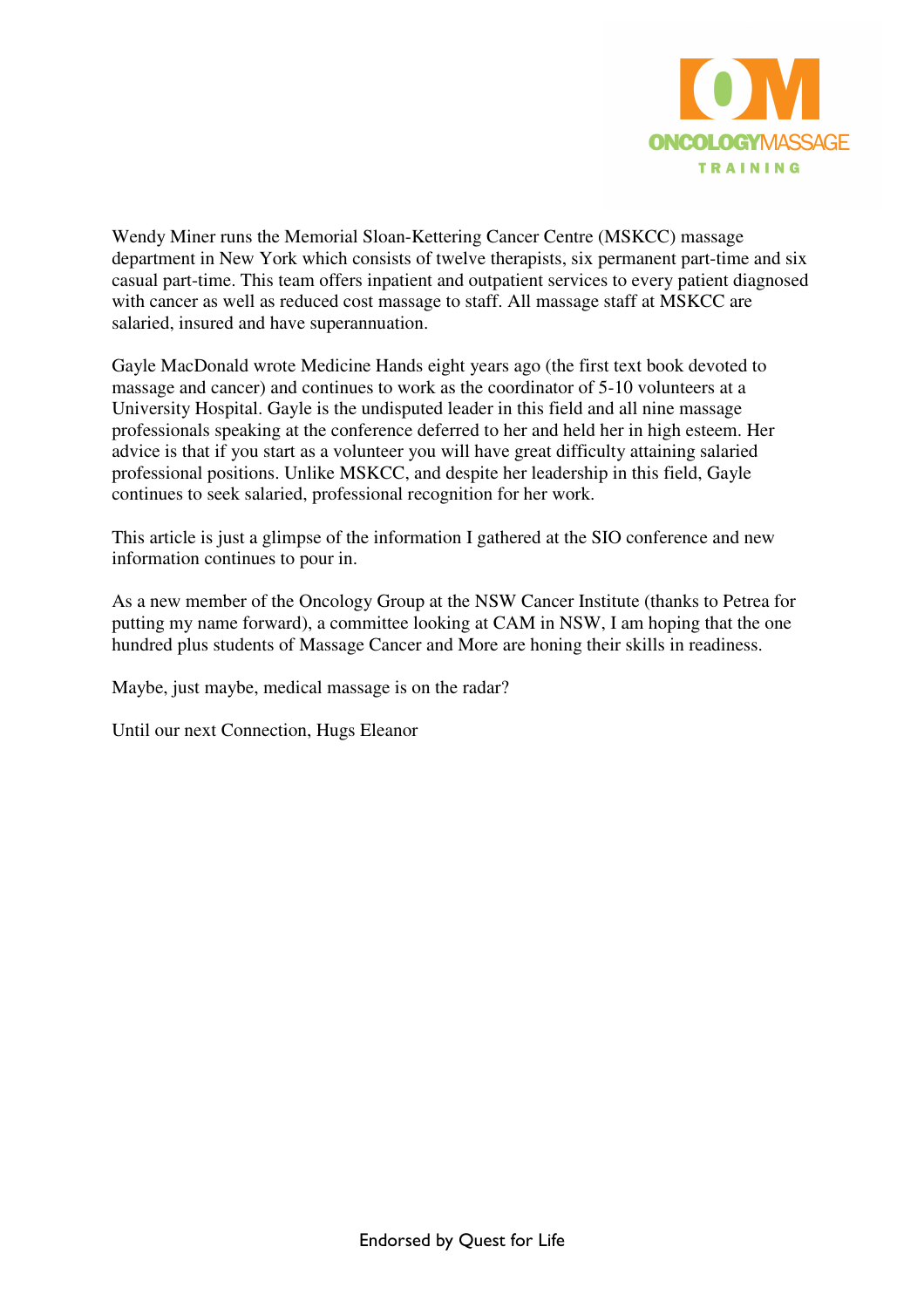Wendy Miner runs the Memorial Sloan-Kettering Cancer Centre (MSKCC) massage department in New York which consists of twelve therapists, six permanent part-time and six casual part-time. This team offers inpatient and outpatient services to every patient diagnosed with cancer as well as reduced cost massage to staff. All massage staff at MSKCC are salaried, insured and have superannuation.

Gayle MacDonald wrote Medicine Hands eight years ago (the first text book devoted to massage and cancer) and continues to work as the coordinator of 5-10 volunteers at a University Hospital. Gayle is the undisputed leader in this field and all nine massage professionals speaking at the conference deferred to her and held her in high esteem. Her advice is that if you start as a volunteer you will have great difficulty attaining salaried professional positions. Unlike MSKCC, and despite her leadership in this field, Gayle continues to seek salaried, professional recognition for her work.

This article is just a glimpse of the information I gathered at the SIO conference and new information continues to pour in.

As a new member of the Oncology Group at the NSW Cancer Institute (thanks to Petrea for putting my name forward), a committee looking at CAM in NSW, I am hoping that the one hundred plus students of Massage Cancer and More are honing their skills in readiness.

Maybe, just maybe, medical massage is on the radar?

Until our next Connection, Hugs Eleanor